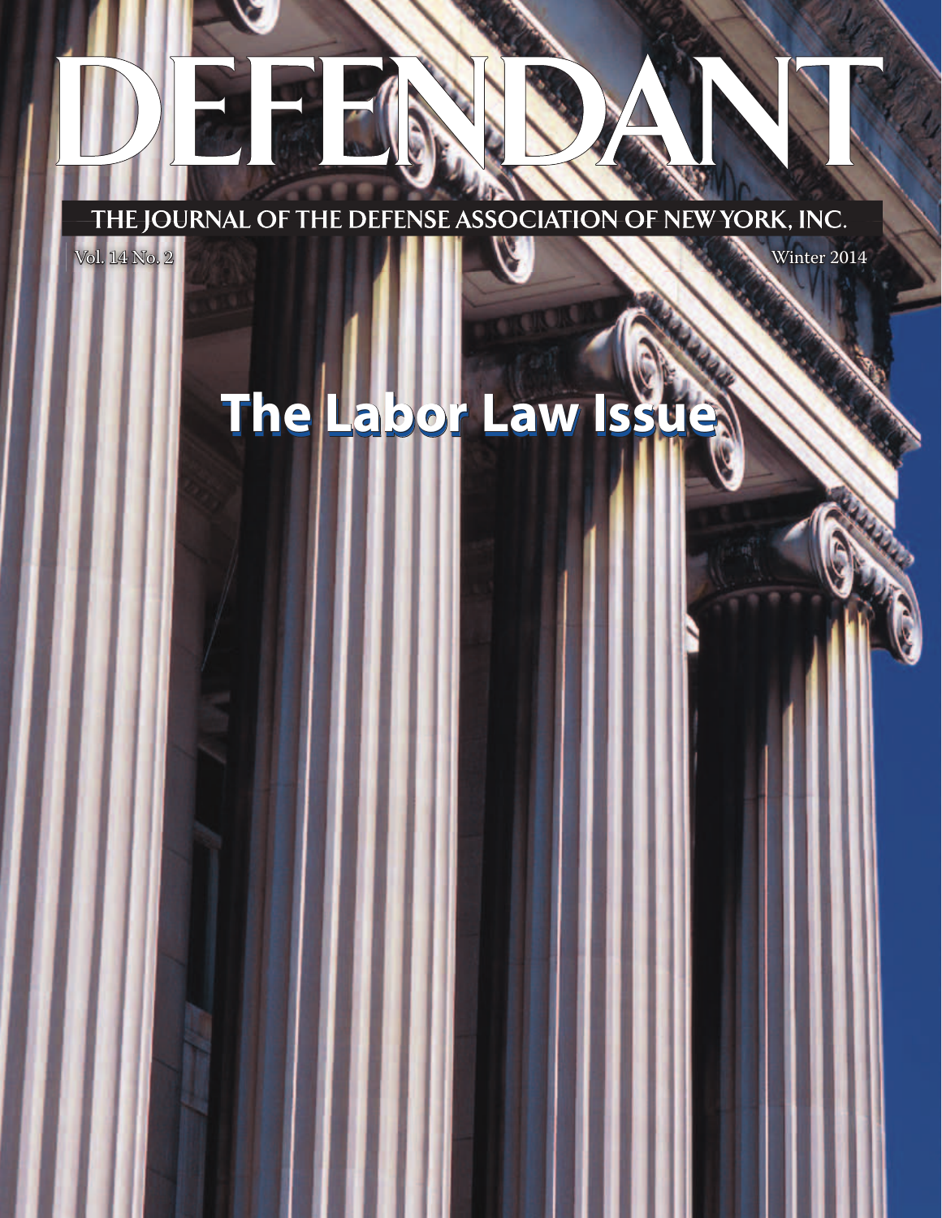# DEFENDANT

THE JOURNAL OF THE DEFENSE ASSOCIATION OF NEW YORK, INC.

Vol. 14 No. 2

Winter 2014

## The Labor Law Issue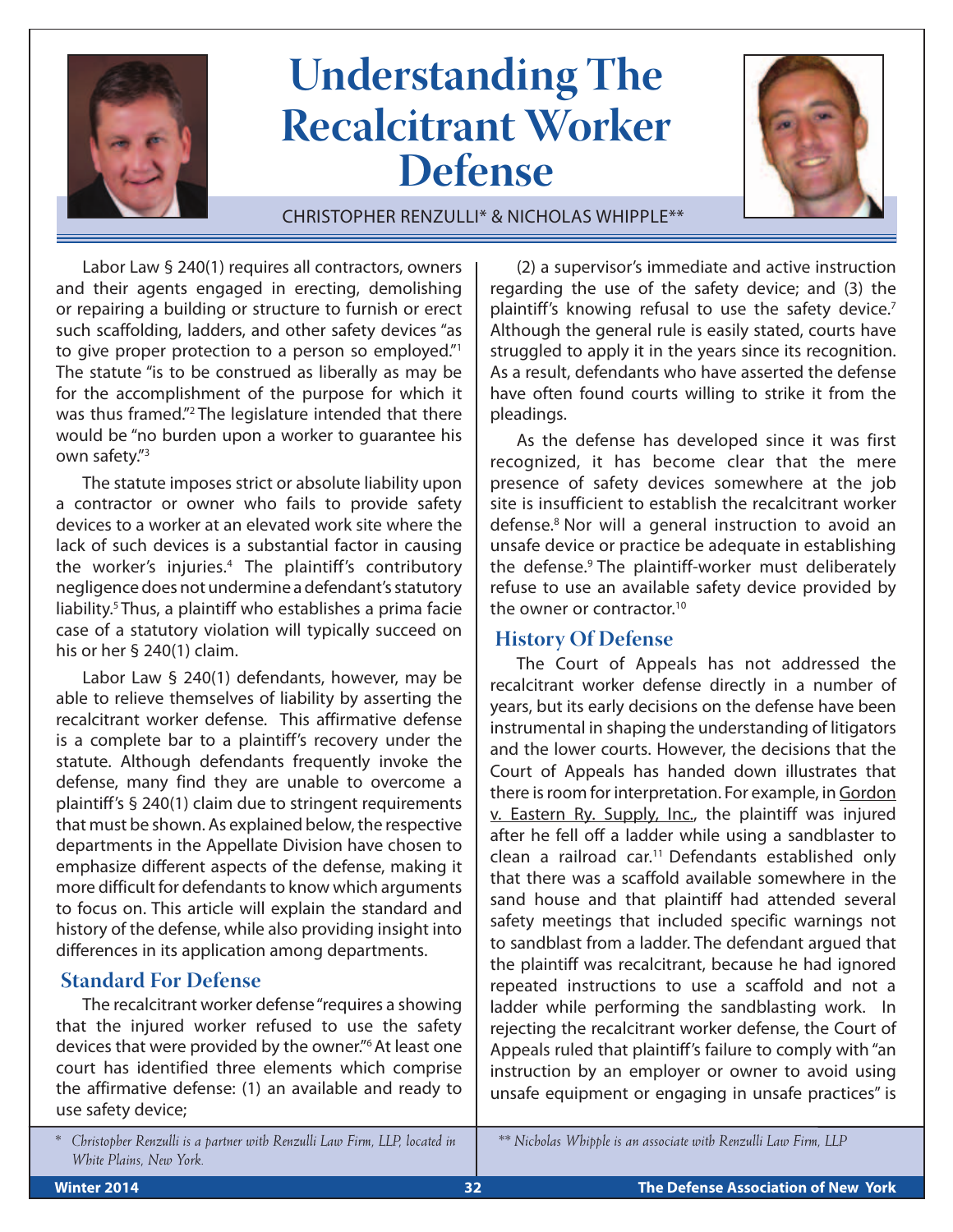# Understanding The Recalcitrant Worker Defense

CHRISTOPHER RENZULLI* & NICHOLAS WHIPPLE**

Labor Law § 240(1) requires all contractors, owners and their agents engaged in erecting, demolishing or repairing a building or structure to furnish or erect such scaffolding, ladders, and other safety devices "as to give proper protection to a person so employed."[1] The statute "is to be construed as liberally as may be for the accomplishment of the purpose for which it was thus framed."[2] The legislature intended that there would be "no burden upon a worker to guarantee his own safety."[3]

The statute imposes strict or absolute liability upon a contractor or owner who fails to provide safety devices to a worker at an elevated work site where the lack of such devices is a substantial factor in causing the worker's injuries.[4] The plaintiff's contributory negligence does not undermine a defendant's statutory liability.[5] Thus, a plaintiff who establishes a prima facie case of a statutory violation will typically succeed on his or her § 240(1) claim.

Labor Law § 240(1) defendants, however, may be able to relieve themselves of liability by asserting the recalcitrant worker defense. This affirmative defense is a complete bar to a plaintiff's recovery under the statute. Although defendants frequently invoke the defense, many find they are unable to overcome a plaintiff's § 240(1) claim due to stringent requirements that must be shown. As explained below, the respective departments in the Appellate Division have chosen to emphasize different aspects of the defense, making it more difficult for defendants to know which arguments to focus on. This article will explain the standard and history of the defense, while also providing insight into differences in its application among departments.

## Standard For Defense

The recalcitrant worker defense "requires a showing that the injured worker refused to use the safety devices that were provided by the owner."[6] At least one court has identified three elements which comprise the affirmative defense: (1) an available and ready to use safety device; (2) a supervisor's immediate and active instruction regarding the use of the safety device; and (3) the plaintiff's knowing refusal to use the safety device.[7] Although the general rule is easily stated, courts have struggled to apply it in the years since its recognition. As a result, defendants who have asserted the defense have often found courts willing to strike it from the pleadings.

As the defense has developed since it was first recognized, it has become clear that the mere presence of safety devices somewhere at the job site is insufficient to establish the recalcitrant worker defense.[8] Nor will a general instruction to avoid an unsafe device or practice be adequate in establishing the defense.[9] The plaintiff-worker must deliberately refuse to use an available safety device provided by the owner or contractor.[10]

## History Of Defense

The Court of Appeals has not addressed the recalcitrant worker defense directly in a number of years, but its early decisions on the defense have been instrumental in shaping the understanding of litigators and the lower courts. However, the decisions that the Court of Appeals has handed down illustrates that there is room for interpretation. For example, in Gordon v. Eastern Ry. Supply, Inc., the plaintiff was injured after he fell off a ladder while using a sandblaster to clean a railroad car.[11] Defendants established only that there was a scaffold available somewhere in the sand house and that plaintiff had attended several safety meetings that included specific warnings not to sandblast from a ladder. The defendant argued that the plaintiff was recalcitrant, because he had ignored repeated instructions to use a scaffold and not a ladder while performing the sandblasting work. In rejecting the recalcitrant worker defense, the Court of Appeals ruled that plaintiff's failure to comply with "an instruction by an employer or owner to avoid using unsafe equipment or engaging in unsafe practices" is

\* *Christopher Renzulli is a partner with Renzulli Law Firm, LLP, located in White Plains, New York.*

\*\* *Nicholas Whipple is an associate with Renzulli Law Firm, LLP*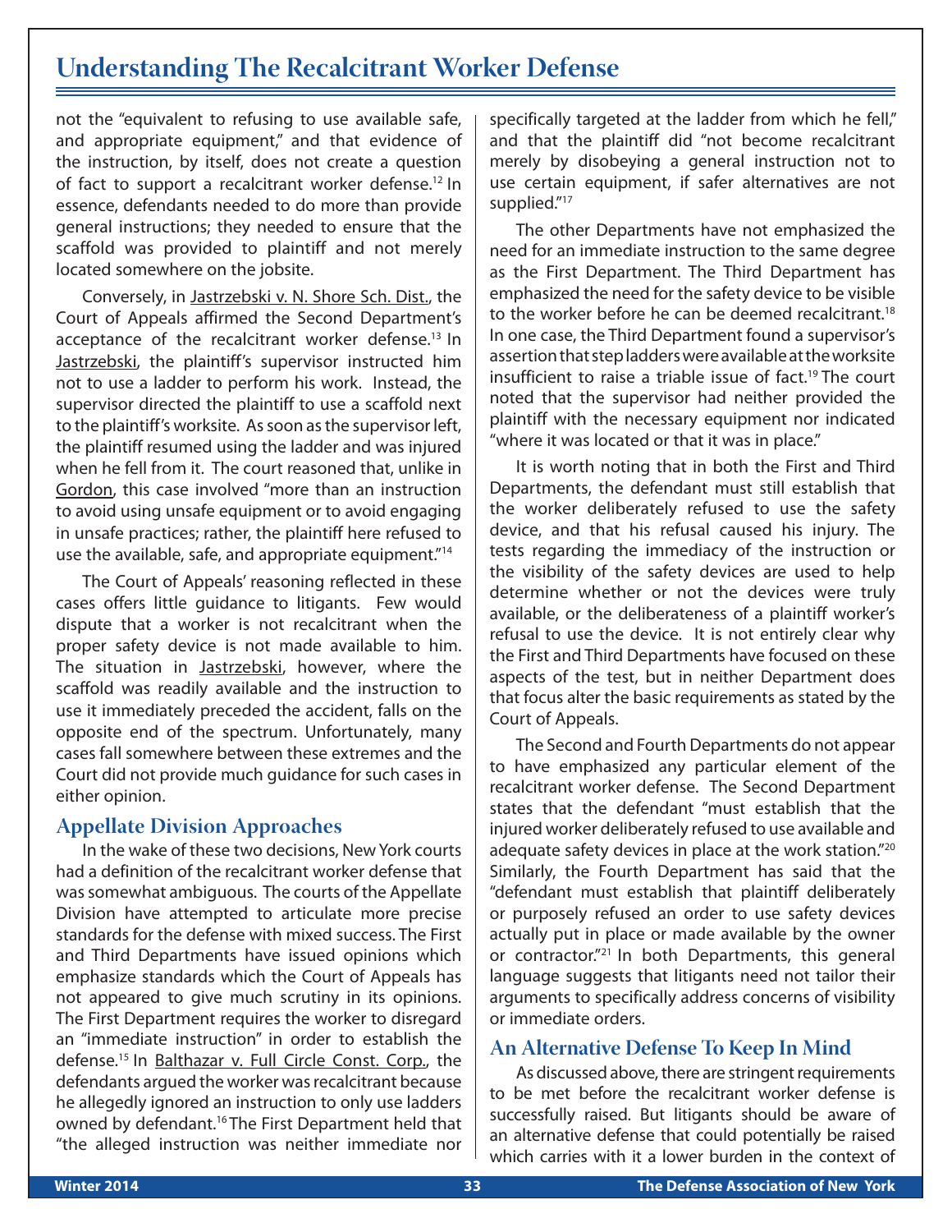not the "equivalent to refusing to use available safe, and appropriate equipment," and that evidence of the instruction, by itself, does not create a question of fact to support a recalcitrant worker defense.[12] In essence, defendants needed to do more than provide general instructions; they needed to ensure that the scaffold was provided to plaintiff and not merely located somewhere on the jobsite.

Conversely, in Jastrzebski v. N. Shore Sch. Dist., the Court of Appeals affirmed the Second Department's acceptance of the recalcitrant worker defense.[13] In Jastrzebski, the plaintiff's supervisor instructed him not to use a ladder to perform his work. Instead, the supervisor directed the plaintiff to use a scaffold next to the plaintiff's worksite. As soon as the supervisor left, the plaintiff resumed using the ladder and was injured when he fell from it. The court reasoned that, unlike in Gordon, this case involved "more than an instruction to avoid using unsafe equipment or to avoid engaging in unsafe practices; rather, the plaintiff here refused to use the available, safe, and appropriate equipment."[14]

The Court of Appeals' reasoning reflected in these cases offers little guidance to litigants. Few would dispute that a worker is not recalcitrant when the proper safety device is not made available to him. The situation in Jastrzebski, however, where the scaffold was readily available and the instruction to use it immediately preceded the accident, falls on the opposite end of the spectrum. Unfortunately, many cases fall somewhere between these extremes and the Court did not provide much guidance for such cases in either opinion.

## Appellate Division Approaches

In the wake of these two decisions, New York courts had a definition of the recalcitrant worker defense that was somewhat ambiguous. The courts of the Appellate Division have attempted to articulate more precise standards for the defense with mixed success. The First and Third Departments have issued opinions which emphasize standards which the Court of Appeals has not appeared to give much scrutiny in its opinions. The First Department requires the worker to disregard an "immediate instruction" in order to establish the defense.[15] In Balthazar v. Full Circle Const. Corp., the defendants argued the worker was recalcitrant because he allegedly ignored an instruction to only use ladders owned by defendant.[16] The First Department held that "the alleged instruction was neither immediate nor specifically targeted at the ladder from which he fell," and that the plaintiff did "not become recalcitrant merely by disobeying a general instruction not to use certain equipment, if safer alternatives are not supplied."[17]

The other Departments have not emphasized the need for an immediate instruction to the same degree as the First Department. The Third Department has emphasized the need for the safety device to be visible to the worker before he can be deemed recalcitrant.[18] In one case, the Third Department found a supervisor's assertion that step ladders were available at the worksite insufficient to raise a triable issue of fact.[19] The court noted that the supervisor had neither provided the plaintiff with the necessary equipment nor indicated "where it was located or that it was in place."

It is worth noting that in both the First and Third Departments, the defendant must still establish that the worker deliberately refused to use the safety device, and that his refusal caused his injury. The tests regarding the immediacy of the instruction or the visibility of the safety devices are used to help determine whether or not the devices were truly available, or the deliberateness of a plaintiff worker's refusal to use the device. It is not entirely clear why the First and Third Departments have focused on these aspects of the test, but in neither Department does that focus alter the basic requirements as stated by the Court of Appeals.

The Second and Fourth Departments do not appear to have emphasized any particular element of the recalcitrant worker defense. The Second Department states that the defendant "must establish that the injured worker deliberately refused to use available and adequate safety devices in place at the work station."[20] Similarly, the Fourth Department has said that the "defendant must establish that plaintiff deliberately or purposely refused an order to use safety devices actually put in place or made available by the owner or contractor."[21] In both Departments, this general language suggests that litigants need not tailor their arguments to specifically address concerns of visibility or immediate orders.

## An Alternative Defense To Keep In Mind

As discussed above, there are stringent requirements to be met before the recalcitrant worker defense is successfully raised. But litigants should be aware of an alternative defense that could potentially be raised which carries with it a lower burden in the context of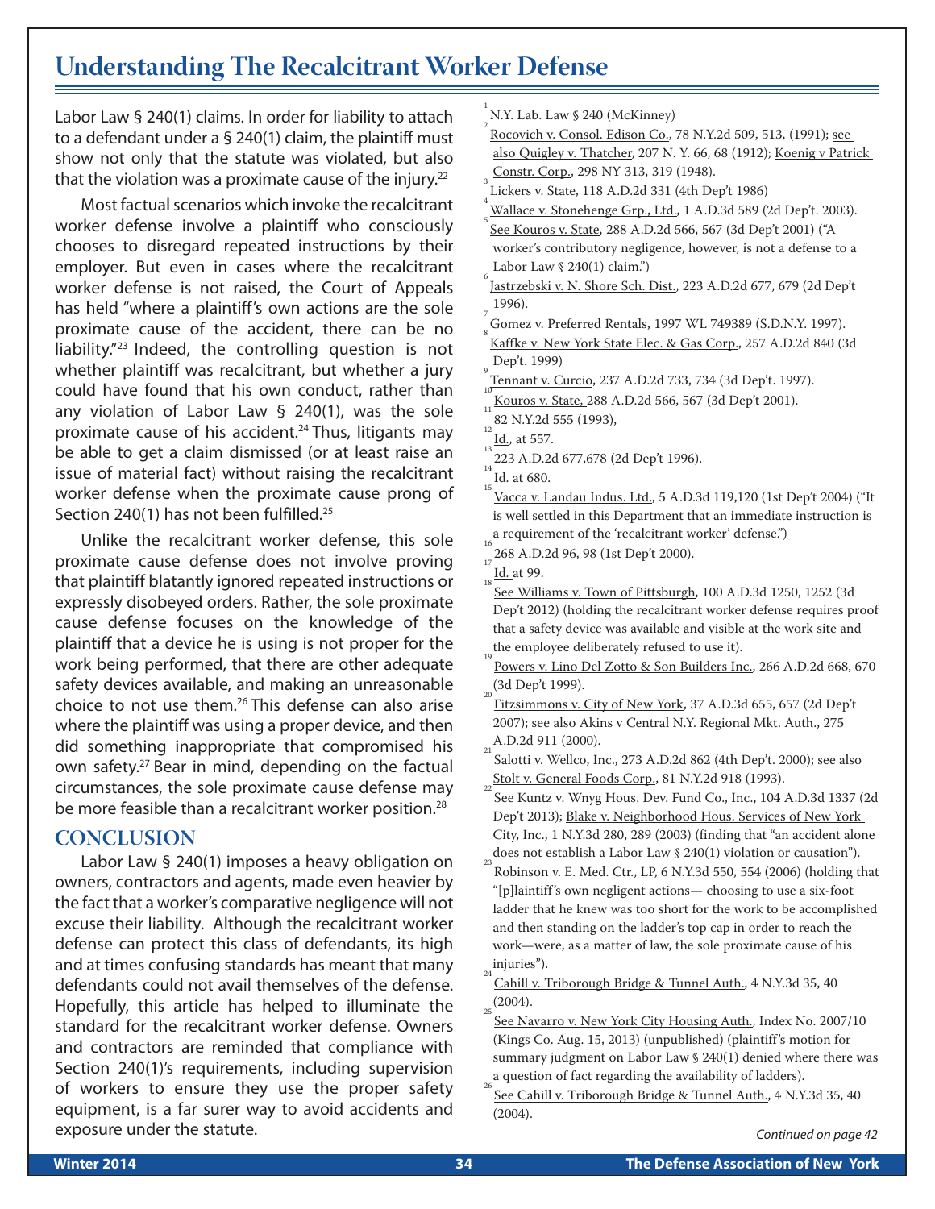Labor Law § 240(1) claims. In order for liability to attach to a defendant under a § 240(1) claim, the plaintiff must show not only that the statute was violated, but also that the violation was a proximate cause of the injury.[22]

Most factual scenarios which invoke the recalcitrant worker defense involve a plaintiff who consciously chooses to disregard repeated instructions by their employer. But even in cases where the recalcitrant worker defense is not raised, the Court of Appeals has held "where a plaintiff's own actions are the sole proximate cause of the accident, there can be no liability."[23] Indeed, the controlling question is not whether plaintiff was recalcitrant, but whether a jury could have found that his own conduct, rather than any violation of Labor Law § 240(1), was the sole proximate cause of his accident.[24] Thus, litigants may be able to get a claim dismissed (or at least raise an issue of material fact) without raising the recalcitrant worker defense when the proximate cause prong of Section 240(1) has not been fulfilled.[25]

Unlike the recalcitrant worker defense, this sole proximate cause defense does not involve proving that plaintiff blatantly ignored repeated instructions or expressly disobeyed orders. Rather, the sole proximate cause defense focuses on the knowledge of the plaintiff that a device he is using is not proper for the work being performed, that there are other adequate safety devices available, and making an unreasonable choice to not use them.[26] This defense can also arise where the plaintiff was using a proper device, and then did something inappropriate that compromised his own safety.[27] Bear in mind, depending on the factual circumstances, the sole proximate cause defense may be more feasible than a recalcitrant worker position.[28]

## CONCLUSION

Labor Law § 240(1) imposes a heavy obligation on owners, contractors and agents, made even heavier by the fact that a worker's comparative negligence will not excuse their liability. Although the recalcitrant worker defense can protect this class of defendants, its high and at times confusing standards has meant that many defendants could not avail themselves of the defense. Hopefully, this article has helped to illuminate the standard for the recalcitrant worker defense. Owners and contractors are reminded that compliance with Section 240(1)'s requirements, including supervision of workers to ensure they use the proper safety equipment, is a far surer way to avoid accidents and exposure under the statute.

---

[1] N.Y. Lab. Law § 240 (McKinney)

[2] Rocovich v. Consol. Edison Co., 78 N.Y.2d 509, 513, (1991); see also Quigley v. Thatcher, 207 N. Y. 66, 68 (1912); Koenig v Patrick Constr. Corp., 298 NY 313, 319 (1948).

[3] Lickers v. State, 118 A.D.2d 331 (4th Dep't 1986)

[4] Wallace v. Stonehenge Grp., Ltd., 1 A.D.3d 589 (2d Dep't. 2003).

[5] See Kouros v. State, 288 A.D.2d 566, 567 (3d Dep't 2001) ("A worker's contributory negligence, however, is not a defense to a Labor Law § 240(1) claim.")

[6] Jastrzebski v. N. Shore Sch. Dist., 223 A.D.2d 677, 679 (2d Dep't 1996).

[7] Gomez v. Preferred Rentals, 1997 WL 749389 (S.D.N.Y. 1997).

[8] Kaffke v. New York State Elec. & Gas Corp., 257 A.D.2d 840 (3d Dep't. 1999)

[9] Tennant v. Curcio, 237 A.D.2d 733, 734 (3d Dep't. 1997).

[10] Kouros v. State, 288 A.D.2d 566, 567 (3d Dep't 2001).

[11] 82 N.Y.2d 555 (1993),

[12] Id., at 557.

[13] 223 A.D.2d 677,678 (2d Dep't 1996).

[14] Id. at 680.

[15] Vacca v. Landau Indus. Ltd., 5 A.D.3d 119,120 (1st Dep't 2004) ("It is well settled in this Department that an immediate instruction is a requirement of the 'recalcitrant worker' defense.")

[16] 268 A.D.2d 96, 98 (1st Dep't 2000).

[17] Id. at 99.

[18] See Williams v. Town of Pittsburgh, 100 A.D.3d 1250, 1252 (3d Dep't 2012) (holding the recalcitrant worker defense requires proof that a safety device was available and visible at the work site and the employee deliberately refused to use it).

[19] Powers v. Lino Del Zotto & Son Builders Inc., 266 A.D.2d 668, 670 (3d Dep't 1999).

[20] Fitzsimmons v. City of New York, 37 A.D.3d 655, 657 (2d Dep't 2007); see also Akins v Central N.Y. Regional Mkt. Auth., 275 A.D.2d 911 (2000).

[21] Salotti v. Wellco, Inc., 273 A.D.2d 862 (4th Dep't. 2000); see also Stolt v. General Foods Corp., 81 N.Y.2d 918 (1993).

[22] See Kuntz v. Wnyg Hous. Dev. Fund Co., Inc., 104 A.D.3d 1337 (2d Dep't 2013); Blake v. Neighborhood Hous. Services of New York City, Inc., 1 N.Y.3d 280, 289 (2003) (finding that "an accident alone does not establish a Labor Law § 240(1) violation or causation").

[23] Robinson v. E. Med. Ctr., LP, 6 N.Y.3d 550, 554 (2006) (holding that "[p]laintiff's own negligent actions— choosing to use a six-foot ladder that he knew was too short for the work to be accomplished and then standing on the ladder's top cap in order to reach the work—were, as a matter of law, the sole proximate cause of his injuries").

[24] Cahill v. Triborough Bridge & Tunnel Auth., 4 N.Y.3d 35, 40 (2004).

[25] See Navarro v. New York City Housing Auth., Index No. 2007/10 (Kings Co. Aug. 15, 2013) (unpublished) (plaintiff's motion for summary judgment on Labor Law § 240(1) denied where there was a question of fact regarding the availability of ladders).

[26] See Cahill v. Triborough Bridge & Tunnel Auth., 4 N.Y.3d 35, 40 (2004).

*Continued on page 42*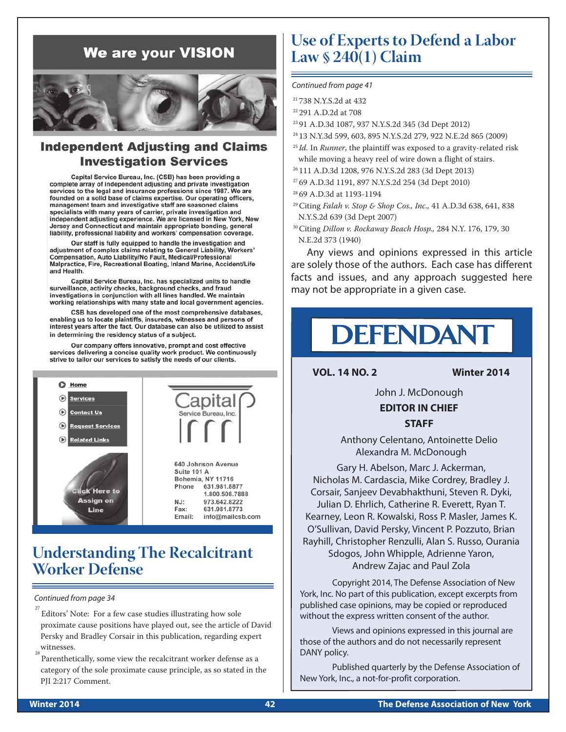## We are your VISION

### Independent Adjusting and Claims Investigation Services

Capital Service Bureau, Inc. (CSB) has been providing a complete array of independent adjusting and private investigation services to the legal and insurance professions since 1987. We are founded on a solid base of claims expertise. Our operating officers, management team and investigative staff are seasoned claims specialists with many years of carrier, private investigation and independent adjusting experience. We are licensed in New York, New Jersey and Connecticut and maintain appropriate bonding, general liability, professional liability and workers' compensation coverage.

Our staff is fully equipped to handle the investigation and adjustment of complex claims relating to General Liability, Workers' Compensation, Auto Liability/No Fault, Medical/Professional Malpractice, Fire, Recreational Boating, Inland Marine, Accident/Life and Health.

Capital Service Bureau, Inc. has specialized units to handle surveillance, activity checks, background checks, and fraud investigations in conjunction with all lines handled. We maintain working relationships with many state and local government agencies.

CSB has developed one of the most comprehensive databases, enabling us to locate plaintiffs, insureds, witnesses and persons of interest years after the fact. Our database can also be utilized to assist in determining the residency status of a subject.

Our company offers innovative, prompt and cost effective services delivering a concise quality work product. We continuously strive to tailor our services to satisfy the needs of our clients.

Home
Services
Contact Us
Request Services
Related Links

Click Here to Assign on Line

Capital Service Bureau, Inc.

640 Johnson Avenue
Suite 101 A
Bohemia, NY 11716
Phone 631.981.8877
1.800.508.7888
NJ: 973.642.8222
Fax: 631.981.8773
Email: info@mailcsb.com

# Understanding The Recalcitrant Worker Defense

*Continued from page 34*

[27] Editors' Note: For a few case studies illustrating how sole proximate cause positions have played out, see the article of David Persky and Bradley Corsair in this publication, regarding expert witnesses.

[28] Parenthetically, some view the recalcitrant worker defense as a category of the sole proximate cause principle, as so stated in the PJI 2:217 Comment.

# Use of Experts to Defend a Labor Law § 240(1) Claim

*Continued from page 41*

[21] 738 N.Y.S.2d at 432

[22] 291 A.D.2d at 708

[23] 91 A.D.3d 1087, 937 N.Y.S.2d 345 (3d Dept 2012)

[24] 13 N.Y.3d 599, 603, 895 N.Y.S.2d 279, 922 N.E.2d 865 (2009)

[25] *Id.* In *Runner*, the plaintiff was exposed to a gravity-related risk while moving a heavy reel of wire down a flight of stairs.

[26] 111 A.D.3d 1208, 976 N.Y.S.2d 283 (3d Dept 2013)

[27] 69 A.D.3d 1191, 897 N.Y.S.2d 254 (3d Dept 2010)

[28] 69 A.D.3d at 1193-1194

[29] Citing *Falah v. Stop & Shop Cos., Inc.,* 41 A.D.3d 638, 641, 838 N.Y.S.2d 639 (3d Dept 2007)

[30] Citing *Dillon v. Rockaway Beach Hosp.,* 284 N.Y. 176, 179, 30 N.E.2d 373 (1940)

Any views and opinions expressed in this article are solely those of the authors. Each case has different facts and issues, and any approach suggested here may not be appropriate in a given case.

# DEFENDANT

**VOL. 14 NO. 2** **Winter 2014**

John J. McDonough
**EDITOR IN CHIEF**

**STAFF**

Anthony Celentano, Antoinette Delio
Alexandra M. McDonough

Gary H. Abelson, Marc J. Ackerman, Nicholas M. Cardascia, Mike Cordrey, Bradley J. Corsair, Sanjeev Devabhakthuni, Steven R. Dyki, Julian D. Ehrlich, Catherine R. Everett, Ryan T. Kearney, Leon R. Kowalski, Ross P. Masler, James K. O'Sullivan, David Persky, Vincent P. Pozzuto, Brian Rayhill, Christopher Renzulli, Alan S. Russo, Ourania Sdogos, John Whipple, Adrienne Yaron, Andrew Zajac and Paul Zola

Copyright 2014, The Defense Association of New York, Inc. No part of this publication, except excerpts from published case opinions, may be copied or reproduced without the express written consent of the author.

Views and opinions expressed in this journal are those of the authors and do not necessarily represent DANY policy.

Published quarterly by the Defense Association of New York, Inc., a not-for-profit corporation.